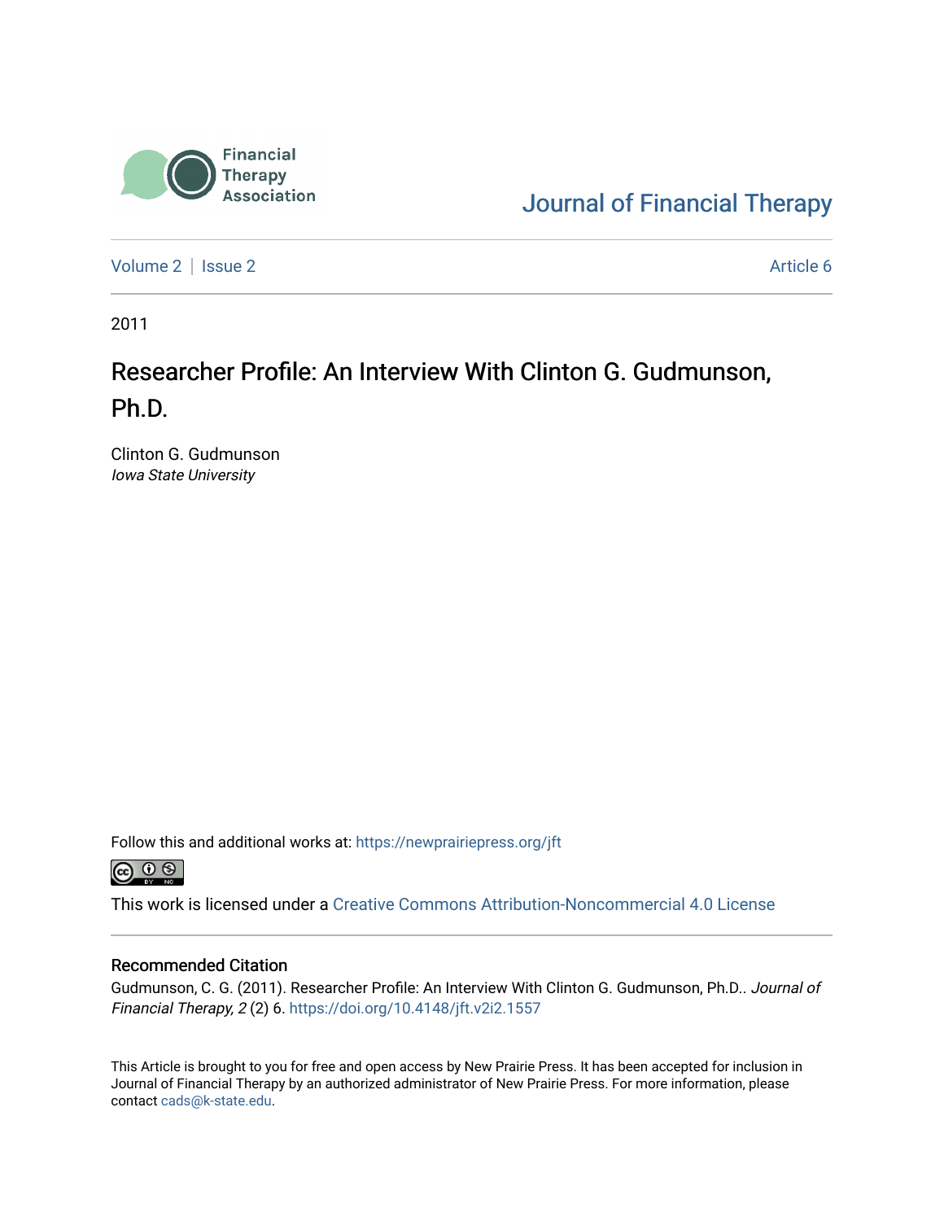Financial Therapy Association

Journal of Financial Therapy

Volume 2 | Issue 2 Article 6

2011

# Researcher Profile: An Interview With Clinton G. Gudmunson, Ph.D.

Clinton G. Gudmunson
*Iowa State University*

Follow this and additional works at: https://newprairiepress.org/jft

This work is licensed under a Creative Commons Attribution-Noncommercial 4.0 License

## Recommended Citation

Gudmunson, C. G. (2011). Researcher Profile: An Interview With Clinton G. Gudmunson, Ph.D.. *Journal of Financial Therapy, 2* (2) 6. https://doi.org/10.4148/jft.v2i2.1557

This Article is brought to you for free and open access by New Prairie Press. It has been accepted for inclusion in Journal of Financial Therapy by an authorized administrator of New Prairie Press. For more information, please contact cads@k-state.edu.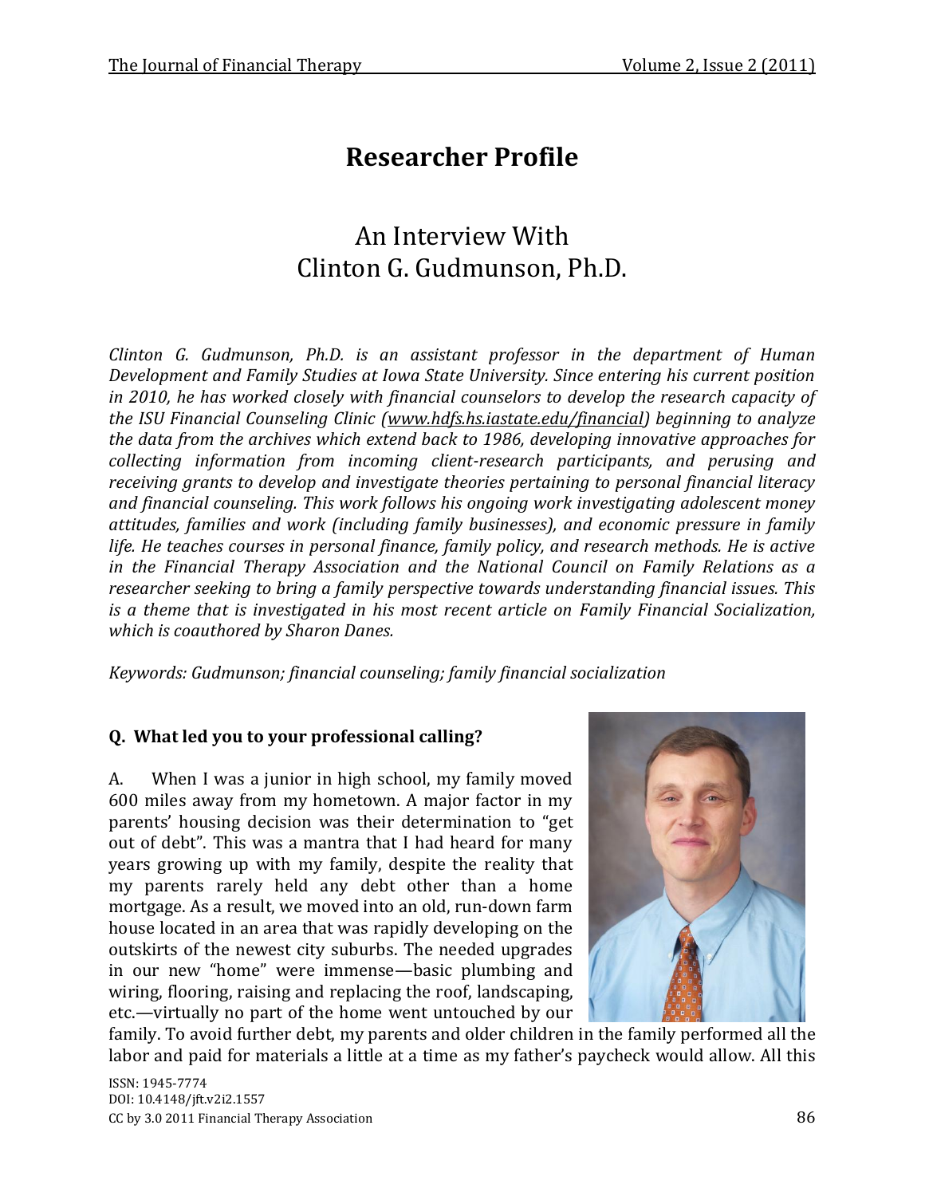# Researcher Profile

## An Interview With Clinton G. Gudmunson, Ph.D.

*Clinton G. Gudmunson, Ph.D. is an assistant professor in the department of Human Development and Family Studies at Iowa State University. Since entering his current position in 2010, he has worked closely with financial counselors to develop the research capacity of the ISU Financial Counseling Clinic (www.hdfs.hs.iastate.edu/financial) beginning to analyze the data from the archives which extend back to 1986, developing innovative approaches for collecting information from incoming client-research participants, and perusing and receiving grants to develop and investigate theories pertaining to personal financial literacy and financial counseling. This work follows his ongoing work investigating adolescent money attitudes, families and work (including family businesses), and economic pressure in family life. He teaches courses in personal finance, family policy, and research methods. He is active in the Financial Therapy Association and the National Council on Family Relations as a researcher seeking to bring a family perspective towards understanding financial issues. This is a theme that is investigated in his most recent article on Family Financial Socialization, which is coauthored by Sharon Danes.*

*Keywords: Gudmunson; financial counseling; family financial socialization*

**Q. What led you to your professional calling?**

A. When I was a junior in high school, my family moved 600 miles away from my hometown. A major factor in my parents' housing decision was their determination to "get out of debt". This was a mantra that I had heard for many years growing up with my family, despite the reality that my parents rarely held any debt other than a home mortgage. As a result, we moved into an old, run-down farm house located in an area that was rapidly developing on the outskirts of the newest city suburbs. The needed upgrades in our new "home" were immense—basic plumbing and wiring, flooring, raising and replacing the roof, landscaping, etc.—virtually no part of the home went untouched by our family. To avoid further debt, my parents and older children in the family performed all the labor and paid for materials a little at a time as my father's paycheck would allow. All this

ISSN: 1945-7774
DOI: 10.4148/jft.v2i2.1557
CC by 3.0 2011 Financial Therapy Association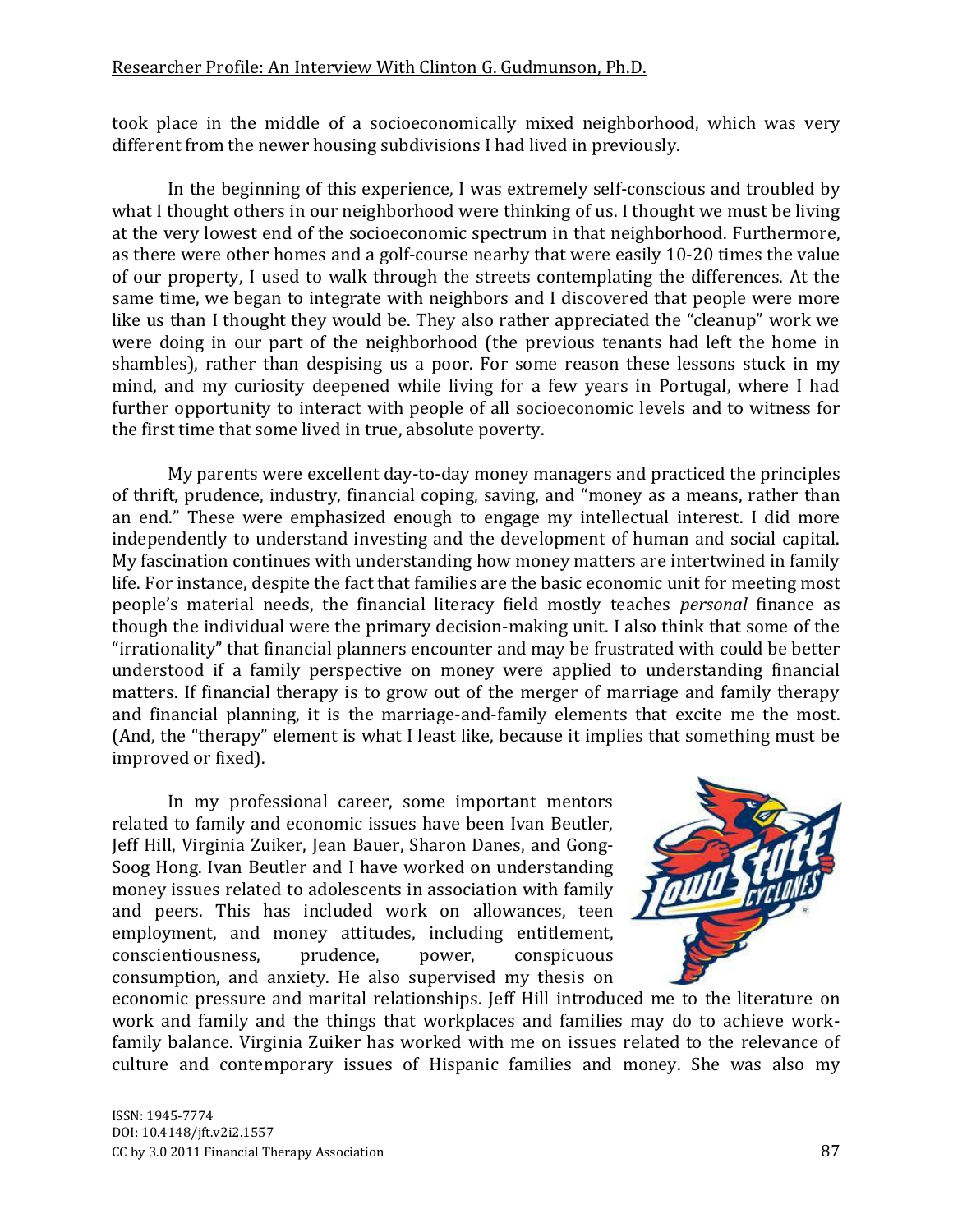took place in the middle of a socioeconomically mixed neighborhood, which was very different from the newer housing subdivisions I had lived in previously.

In the beginning of this experience, I was extremely self-conscious and troubled by what I thought others in our neighborhood were thinking of us. I thought we must be living at the very lowest end of the socioeconomic spectrum in that neighborhood. Furthermore, as there were other homes and a golf-course nearby that were easily 10-20 times the value of our property, I used to walk through the streets contemplating the differences. At the same time, we began to integrate with neighbors and I discovered that people were more like us than I thought they would be. They also rather appreciated the "cleanup" work we were doing in our part of the neighborhood (the previous tenants had left the home in shambles), rather than despising us a poor. For some reason these lessons stuck in my mind, and my curiosity deepened while living for a few years in Portugal, where I had further opportunity to interact with people of all socioeconomic levels and to witness for the first time that some lived in true, absolute poverty.

My parents were excellent day-to-day money managers and practiced the principles of thrift, prudence, industry, financial coping, saving, and "money as a means, rather than an end." These were emphasized enough to engage my intellectual interest. I did more independently to understand investing and the development of human and social capital. My fascination continues with understanding how money matters are intertwined in family life. For instance, despite the fact that families are the basic economic unit for meeting most people's material needs, the financial literacy field mostly teaches *personal* finance as though the individual were the primary decision-making unit. I also think that some of the "irrationality" that financial planners encounter and may be frustrated with could be better understood if a family perspective on money were applied to understanding financial matters. If financial therapy is to grow out of the merger of marriage and family therapy and financial planning, it is the marriage-and-family elements that excite me the most. (And, the "therapy" element is what I least like, because it implies that something must be improved or fixed).

In my professional career, some important mentors related to family and economic issues have been Ivan Beutler, Jeff Hill, Virginia Zuiker, Jean Bauer, Sharon Danes, and Gong-Soog Hong. Ivan Beutler and I have worked on understanding money issues related to adolescents in association with family and peers. This has included work on allowances, teen employment, and money attitudes, including entitlement, conscientiousness, prudence, power, conspicuous consumption, and anxiety. He also supervised my thesis on economic pressure and marital relationships. Jeff Hill introduced me to the literature on work and family and the things that workplaces and families may do to achieve work-family balance. Virginia Zuiker has worked with me on issues related to the relevance of culture and contemporary issues of Hispanic families and money. She was also my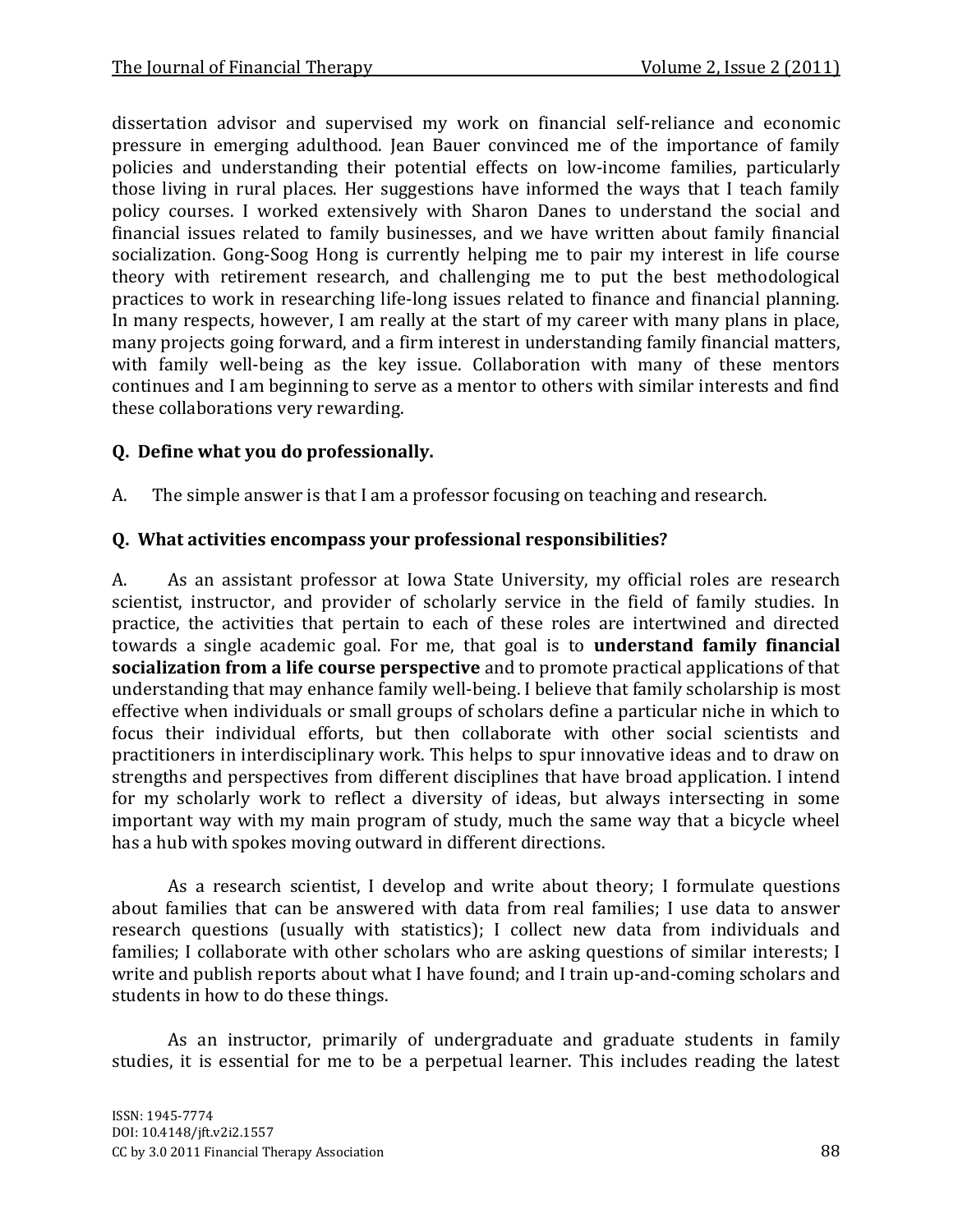dissertation advisor and supervised my work on financial self-reliance and economic pressure in emerging adulthood. Jean Bauer convinced me of the importance of family policies and understanding their potential effects on low-income families, particularly those living in rural places. Her suggestions have informed the ways that I teach family policy courses. I worked extensively with Sharon Danes to understand the social and financial issues related to family businesses, and we have written about family financial socialization. Gong-Soog Hong is currently helping me to pair my interest in life course theory with retirement research, and challenging me to put the best methodological practices to work in researching life-long issues related to finance and financial planning. In many respects, however, I am really at the start of my career with many plans in place, many projects going forward, and a firm interest in understanding family financial matters, with family well-being as the key issue. Collaboration with many of these mentors continues and I am beginning to serve as a mentor to others with similar interests and find these collaborations very rewarding.

**Q. Define what you do professionally.**

A. The simple answer is that I am a professor focusing on teaching and research.

**Q. What activities encompass your professional responsibilities?**

A. As an assistant professor at Iowa State University, my official roles are research scientist, instructor, and provider of scholarly service in the field of family studies. In practice, the activities that pertain to each of these roles are intertwined and directed towards a single academic goal. For me, that goal is to **understand family financial socialization from a life course perspective** and to promote practical applications of that understanding that may enhance family well-being. I believe that family scholarship is most effective when individuals or small groups of scholars define a particular niche in which to focus their individual efforts, but then collaborate with other social scientists and practitioners in interdisciplinary work. This helps to spur innovative ideas and to draw on strengths and perspectives from different disciplines that have broad application. I intend for my scholarly work to reflect a diversity of ideas, but always intersecting in some important way with my main program of study, much the same way that a bicycle wheel has a hub with spokes moving outward in different directions.

As a research scientist, I develop and write about theory; I formulate questions about families that can be answered with data from real families; I use data to answer research questions (usually with statistics); I collect new data from individuals and families; I collaborate with other scholars who are asking questions of similar interests; I write and publish reports about what I have found; and I train up-and-coming scholars and students in how to do these things.

As an instructor, primarily of undergraduate and graduate students in family studies, it is essential for me to be a perpetual learner. This includes reading the latest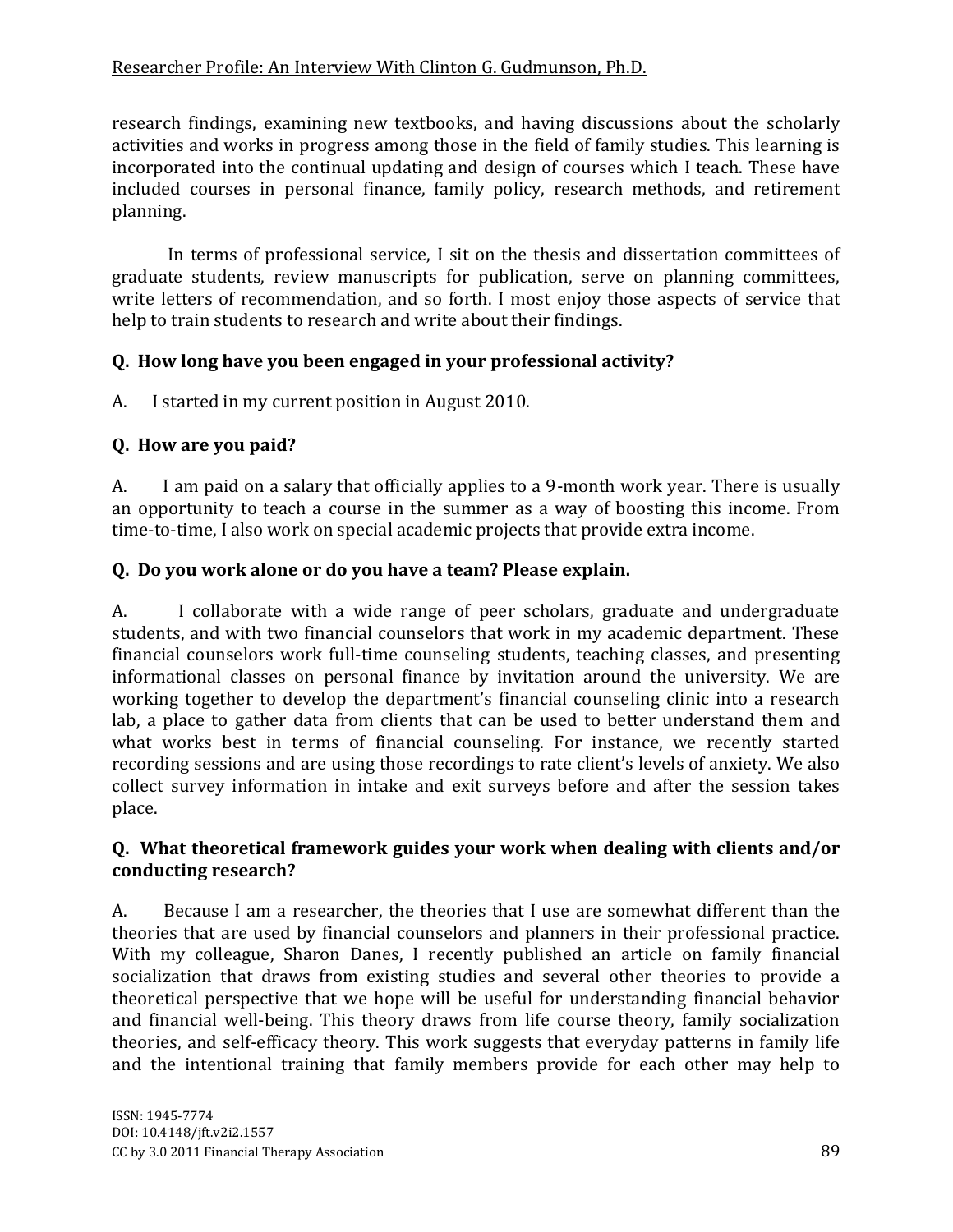research findings, examining new textbooks, and having discussions about the scholarly activities and works in progress among those in the field of family studies. This learning is incorporated into the continual updating and design of courses which I teach. These have included courses in personal finance, family policy, research methods, and retirement planning.

In terms of professional service, I sit on the thesis and dissertation committees of graduate students, review manuscripts for publication, serve on planning committees, write letters of recommendation, and so forth. I most enjoy those aspects of service that help to train students to research and write about their findings.

**Q. How long have you been engaged in your professional activity?**

A. I started in my current position in August 2010.

**Q. How are you paid?**

A. I am paid on a salary that officially applies to a 9-month work year. There is usually an opportunity to teach a course in the summer as a way of boosting this income. From time-to-time, I also work on special academic projects that provide extra income.

**Q. Do you work alone or do you have a team? Please explain.**

A. I collaborate with a wide range of peer scholars, graduate and undergraduate students, and with two financial counselors that work in my academic department. These financial counselors work full-time counseling students, teaching classes, and presenting informational classes on personal finance by invitation around the university. We are working together to develop the department's financial counseling clinic into a research lab, a place to gather data from clients that can be used to better understand them and what works best in terms of financial counseling. For instance, we recently started recording sessions and are using those recordings to rate client's levels of anxiety. We also collect survey information in intake and exit surveys before and after the session takes place.

**Q. What theoretical framework guides your work when dealing with clients and/or conducting research?**

A. Because I am a researcher, the theories that I use are somewhat different than the theories that are used by financial counselors and planners in their professional practice. With my colleague, Sharon Danes, I recently published an article on family financial socialization that draws from existing studies and several other theories to provide a theoretical perspective that we hope will be useful for understanding financial behavior and financial well-being. This theory draws from life course theory, family socialization theories, and self-efficacy theory. This work suggests that everyday patterns in family life and the intentional training that family members provide for each other may help to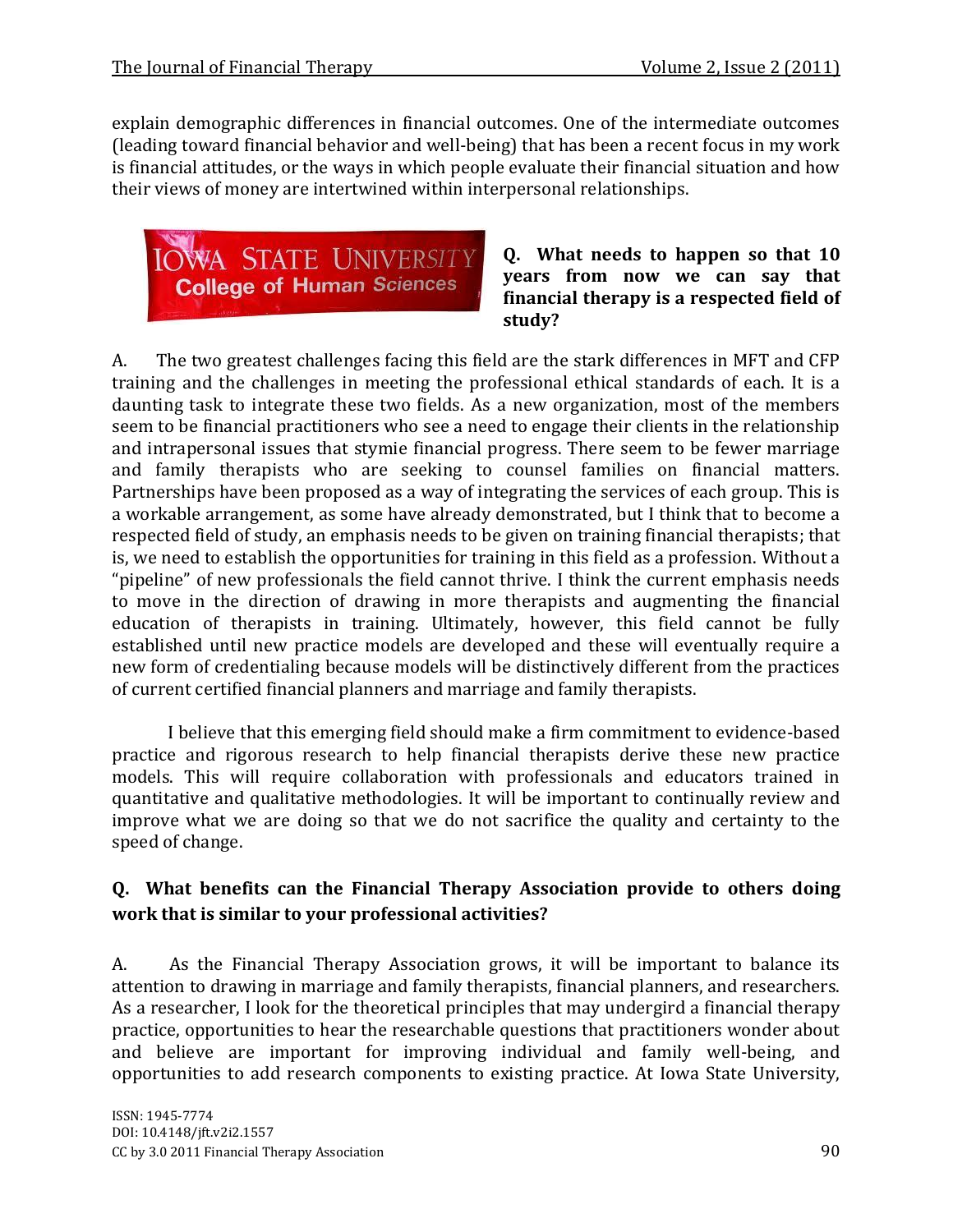explain demographic differences in financial outcomes. One of the intermediate outcomes (leading toward financial behavior and well-being) that has been a recent focus in my work is financial attitudes, or the ways in which people evaluate their financial situation and how their views of money are intertwined within interpersonal relationships.

**Q. What needs to happen so that 10 years from now we can say that financial therapy is a respected field of study?**

A. The two greatest challenges facing this field are the stark differences in MFT and CFP training and the challenges in meeting the professional ethical standards of each. It is a daunting task to integrate these two fields. As a new organization, most of the members seem to be financial practitioners who see a need to engage their clients in the relationship and intrapersonal issues that stymie financial progress. There seem to be fewer marriage and family therapists who are seeking to counsel families on financial matters. Partnerships have been proposed as a way of integrating the services of each group. This is a workable arrangement, as some have already demonstrated, but I think that to become a respected field of study, an emphasis needs to be given on training financial therapists; that is, we need to establish the opportunities for training in this field as a profession. Without a "pipeline" of new professionals the field cannot thrive. I think the current emphasis needs to move in the direction of drawing in more therapists and augmenting the financial education of therapists in training. Ultimately, however, this field cannot be fully established until new practice models are developed and these will eventually require a new form of credentialing because models will be distinctively different from the practices of current certified financial planners and marriage and family therapists.

I believe that this emerging field should make a firm commitment to evidence-based practice and rigorous research to help financial therapists derive these new practice models. This will require collaboration with professionals and educators trained in quantitative and qualitative methodologies. It will be important to continually review and improve what we are doing so that we do not sacrifice the quality and certainty to the speed of change.

**Q. What benefits can the Financial Therapy Association provide to others doing work that is similar to your professional activities?**

A. As the Financial Therapy Association grows, it will be important to balance its attention to drawing in marriage and family therapists, financial planners, and researchers. As a researcher, I look for the theoretical principles that may undergird a financial therapy practice, opportunities to hear the researchable questions that practitioners wonder about and believe are important for improving individual and family well-being, and opportunities to add research components to existing practice. At Iowa State University,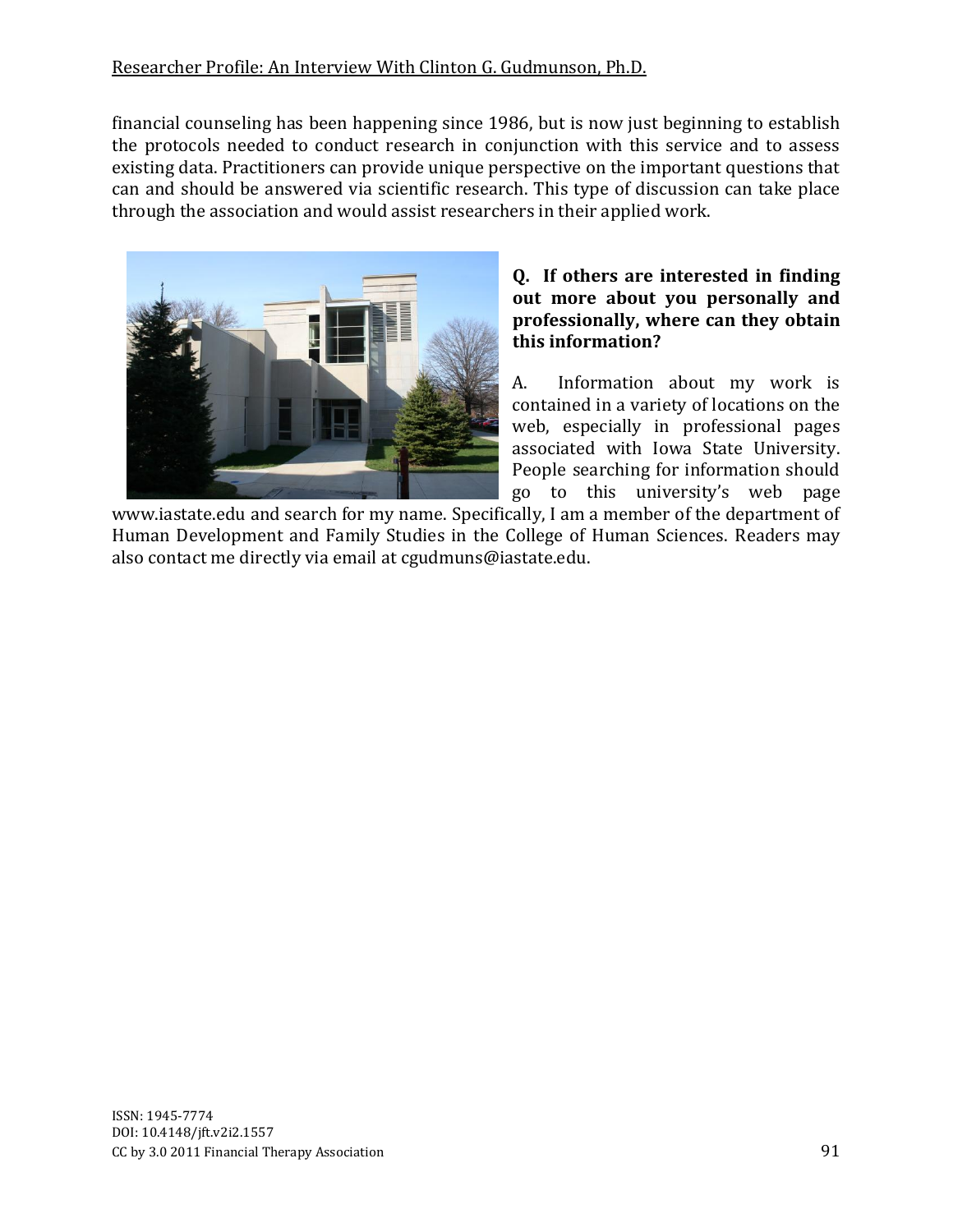financial counseling has been happening since 1986, but is now just beginning to establish the protocols needed to conduct research in conjunction with this service and to assess existing data. Practitioners can provide unique perspective on the important questions that can and should be answered via scientific research. This type of discussion can take place through the association and would assist researchers in their applied work.

**Q. If others are interested in finding out more about you personally and professionally, where can they obtain this information?**

A. Information about my work is contained in a variety of locations on the web, especially in professional pages associated with Iowa State University. People searching for information should go to this university's web page www.iastate.edu and search for my name. Specifically, I am a member of the department of Human Development and Family Studies in the College of Human Sciences. Readers may also contact me directly via email at cgudmuns@iastate.edu.